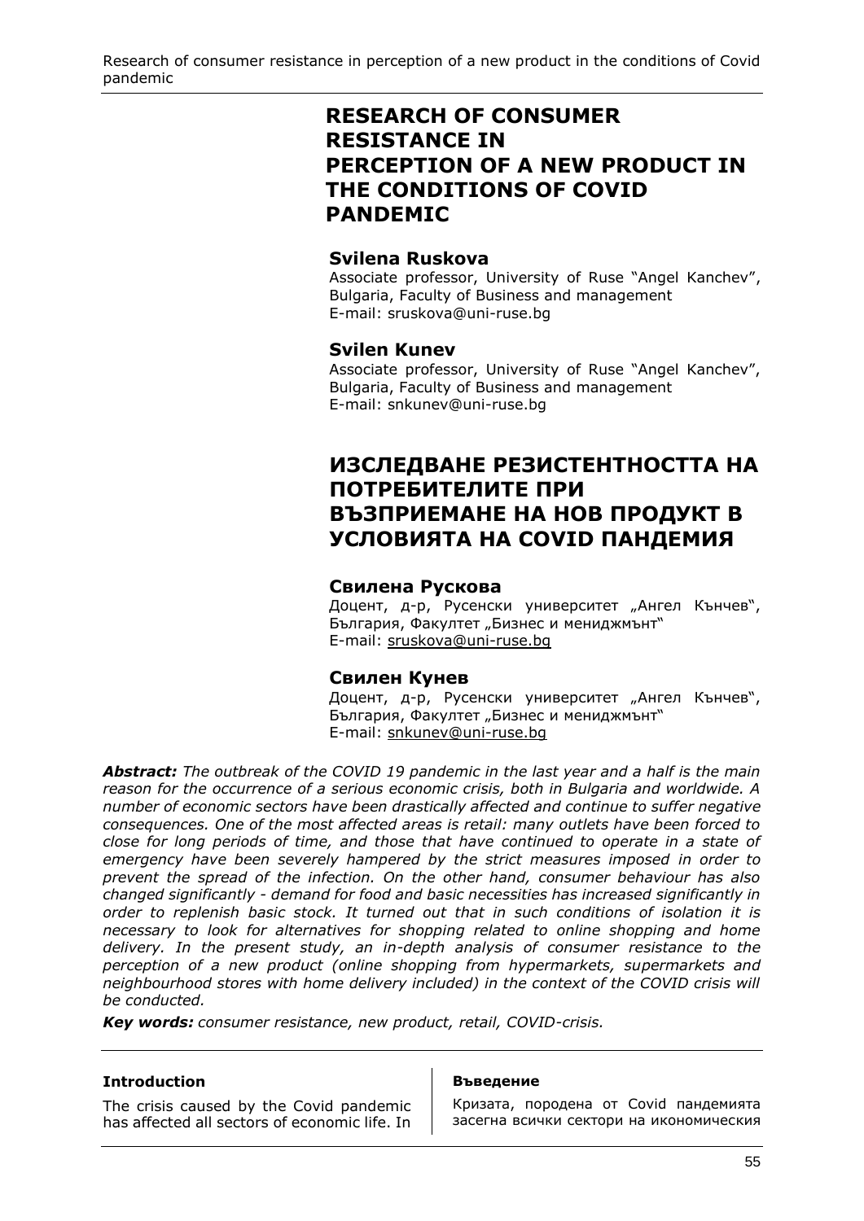# RESEARCH OF CONSUMER RESISTANCE IN PERCEPTION OF A NEW PRODUCT IN THE CONDITIONS OF COVID PANDEMIC

**Svilena Ruskova**

Associate professor, University of Ruse "Angel Kanchev", Bulgaria, Faculty of Business and management
E-mail: sruskova@uni-ruse.bg

**Svilen Kunev**

Associate professor, University of Ruse "Angel Kanchev", Bulgaria, Faculty of Business and management
E-mail: snkunev@uni-ruse.bg

# ИЗСЛЕДВАНЕ РЕЗИСТЕНТНОСТТА НА ПОТРЕБИТЕЛИТЕ ПРИ ВЪЗПРИЕМАНЕ НА НОВ ПРОДУКТ В УСЛОВИЯТА НА COVID ПАНДЕМИЯ

**Свилена Рускова**

Доцент, д-р, Русенски университет „Ангел Кънчев", България, Факултет „Бизнес и мениджмънт"
E-mail: sruskova@uni-ruse.bg

**Свилен Кунев**

Доцент, д-р, Русенски университет „Ангел Кънчев", България, Факултет „Бизнес и мениджмънт"
E-mail: snkunev@uni-ruse.bg

***Abstract:*** *The outbreak of the COVID 19 pandemic in the last year and a half is the main reason for the occurrence of a serious economic crisis, both in Bulgaria and worldwide. A number of economic sectors have been drastically affected and continue to suffer negative consequences. One of the most affected areas is retail: many outlets have been forced to close for long periods of time, and those that have continued to operate in a state of emergency have been severely hampered by the strict measures imposed in order to prevent the spread of the infection. On the other hand, consumer behaviour has also changed significantly - demand for food and basic necessities has increased significantly in order to replenish basic stock. It turned out that in such conditions of isolation it is necessary to look for alternatives for shopping related to online shopping and home delivery. In the present study, an in-depth analysis of consumer resistance to the perception of a new product (online shopping from hypermarkets, supermarkets and neighbourhood stores with home delivery included) in the context of the COVID crisis will be conducted.*

***Key words:*** *consumer resistance, new product, retail, COVID-crisis.*

## Introduction

The crisis caused by the Covid pandemic has affected all sectors of economic life. In

## Въведение

Кризата, породена от Covid пандемията засегна всички сектори на икономическия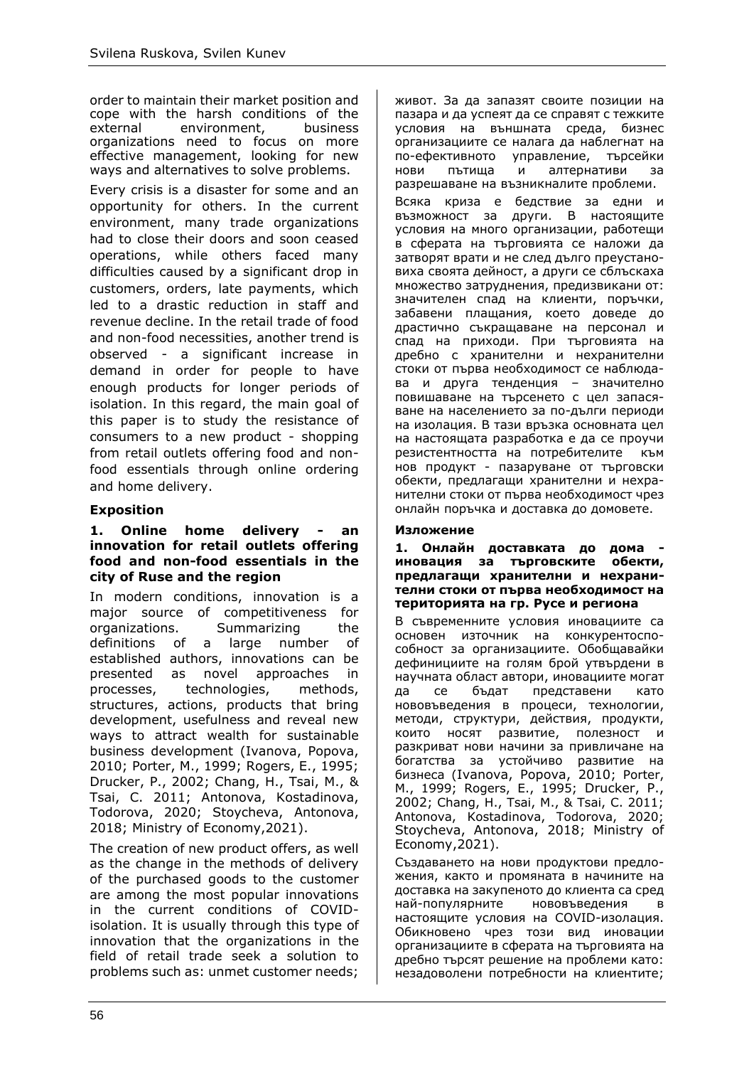order to maintain their market position and cope with the harsh conditions of the external environment, business organizations need to focus on more effective management, looking for new ways and alternatives to solve problems.

Every crisis is a disaster for some and an opportunity for others. In the current environment, many trade organizations had to close their doors and soon ceased operations, while others faced many difficulties caused by a significant drop in customers, orders, late payments, which led to a drastic reduction in staff and revenue decline. In the retail trade of food and non-food necessities, another trend is observed - a significant increase in demand in order for people to have enough products for longer periods of isolation. In this regard, the main goal of this paper is to study the resistance of consumers to a new product - shopping from retail outlets offering food and non-food essentials through online ordering and home delivery.

## Exposition

### 1. Online home delivery - an innovation for retail outlets offering food and non-food essentials in the city of Ruse and the region

In modern conditions, innovation is a major source of competitiveness for organizations. Summarizing the definitions of a large number of established authors, innovations can be presented as novel approaches in processes, technologies, methods, structures, actions, products that bring development, usefulness and reveal new ways to attract wealth for sustainable business development (Ivanova, Popova, 2010; Porter, M., 1999; Rogers, E., 1995; Drucker, P., 2002; Chang, H., Tsai, M., & Tsai, C. 2011; Antonova, Kostadinova, Todorova, 2020; Stoycheva, Antonova, 2018; Ministry of Economy,2021).

The creation of new product offers, as well as the change in the methods of delivery of the purchased goods to the customer are among the most popular innovations in the current conditions of COVID-isolation. It is usually through this type of innovation that the organizations in the field of retail trade seek a solution to problems such as: unmet customer needs;

живот. За да запазят своите позиции на пазара и да успеят да се справят с тежките условия на външната среда, бизнес организациите се налага да наблегнат на по-ефективното управление, търсейки нови пътища и алтернативи за разрешаване на възникналите проблеми.

Всяка криза е бедствие за едни и възможност за други. В настоящите условия на много организации, работещи в сферата на търговията се наложи да затворят врати и не след дълго преустановиха своята дейност, а други се сблъскаха множество затруднения, предизвикани от: значителен спад на клиенти, поръчки, забавени плащания, което доведе до драстично съкращаване на персонал и спад на приходи. При търговията на дребно с хранителни и нехранителни стоки от първа необходимост се наблюдава и друга тенденция – значително повишаване на търсенето с цел запасяване на населението за по-дълги периоди на изолация. В тази връзка основната цел на настоящата разработка е да се проучи резистентността на потребителите към нов продукт - пазаруване от търговски обекти, предлагащи хранителни и нехранителни стоки от първа необходимост чрез онлайн поръчка и доставка до домовете.

## Изложение

### 1. Онлайн доставката до дома - иновация за търговските обекти, предлагащи хранителни и нехранителни стоки от първа необходимост на територията на гр. Русе и региона

В съвременните условия иновациите са основен източник на конкурентоспособност за организациите. Обобщавайки дефинициите на голям брой утвърдени в научната област автори, иновациите могат да се бъдат представени като нововъведения в процеси, технологии, методи, структури, действия, продукти, които носят развитие, полезност и разкриват нови начини за привличане на богатства за устойчиво развитие на бизнеса (Ivanova, Popova, 2010; Porter, M., 1999; Rogers, E., 1995; Drucker, P., 2002; Chang, H., Tsai, M., & Tsai, C. 2011; Antonova, Kostadinova, Todorova, 2020; Stoycheva, Antonova, 2018; Ministry of Economy,2021).

Създаването на нови продуктови предложения, както и промяната в начините на доставка на закупеното до клиента са сред най-популярните нововъведения в настоящите условия на COVID-изолация. Обикновено чрез този вид иновации организациите в сферата на търговията на дребно търсят решение на проблеми като: незадоволени потребности на клиентите;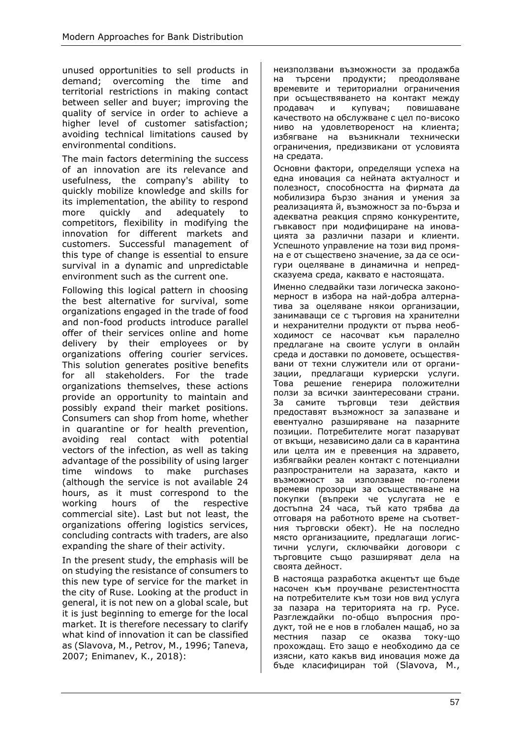unused opportunities to sell products in demand; overcoming the time and territorial restrictions in making contact between seller and buyer; improving the quality of service in order to achieve a higher level of customer satisfaction; avoiding technical limitations caused by environmental conditions.

The main factors determining the success of an innovation are its relevance and usefulness, the company's ability to quickly mobilize knowledge and skills for its implementation, the ability to respond more quickly and adequately to competitors, flexibility in modifying the innovation for different markets and customers. Successful management of this type of change is essential to ensure survival in a dynamic and unpredictable environment such as the current one.

Following this logical pattern in choosing the best alternative for survival, some organizations engaged in the trade of food and non-food products introduce parallel offer of their services online and home delivery by their employees or by organizations offering courier services. This solution generates positive benefits for all stakeholders. For the trade organizations themselves, these actions provide an opportunity to maintain and possibly expand their market positions. Consumers can shop from home, whether in quarantine or for health prevention, avoiding real contact with potential vectors of the infection, as well as taking advantage of the possibility of using larger time windows to make purchases (although the service is not available 24 hours, as it must correspond to the working hours of the respective commercial site). Last but not least, the organizations offering logistics services, concluding contracts with traders, are also expanding the share of their activity.

In the present study, the emphasis will be on studying the resistance of consumers to this new type of service for the market in the city of Ruse. Looking at the product in general, it is not new on a global scale, but it is just beginning to emerge for the local market. It is therefore necessary to clarify what kind of innovation it can be classified as (Slavova, M., Petrov, M., 1996; Taneva, 2007; Enimanev, K., 2018):

неизползвани възможности за продажба на търсени продукти; преодоляване времевите и териториални ограничения при осъществяването на контакт между продавач и купувач; повишаване качеството на обслужване с цел по-високо ниво на удовлетвореност на клиента; избягване на възникнали технически ограничения, предизвикани от условията на средата.

Основни фактори, определящи успеха на една иновация са нейната актуалност и полезност, способността на фирмата да мобилизира бързо знания и умения за реализацията й, възможност за по-бърза и адекватна реакция спрямо конкурентите, гъвкавост при модифициране на иновацията за различни пазари и клиенти. Успешното управление на този вид промяна е от съществено значение, за да се осигури оцеляване в динамична и непредсказуема среда, каквато е настоящата.

Именно следвайки тази логическа закономерност в избора на най-добра алтернатива за оцеляване някои организации, занимаващи се с търговия на хранителни и нехранителни продукти от първа необходимост се насочват към паралелно предлагане на своите услуги в онлайн среда и доставки по домовете, осъществявани от техни служители или от организации, предлагащи куриерски услуги. Това решение генерира положителни ползи за всички заинтересовани страни. За самите търговци тези действия предоставят възможност за запазване и евентуално разширяване на пазарните позиции. Потребителите могат да пазаруват от вкъщи, независимо дали са в карантина или целта им е превенция на здравето, избягвайки реален контакт с потенциални разпространители на заразата, както и възможност за използване по-големи времеви прозорци за осъществяване на покупки (въпреки че услугата не е достъпна 24 часа, тъй като трябва да отговаря на работното време на съответния търговски обект). Не на последно място организациите, предлагащи логистични услуги, сключвайки договори с търговците също разширяват дела на своята дейност.

В настояща разработка акцентът ще бъде насочен към проучване резистентността на потребителите към този нов вид услуга за пазара на територията на гр. Русе. Разглеждайки по-общо въпросния продукт, той не е нов в глобален мащаб, но за местния пазар се оказва току-що прохождащ. Ето защо е необходимо да се изясни, като какъв вид иновация може да бъде класифициран той (Slavova, M.,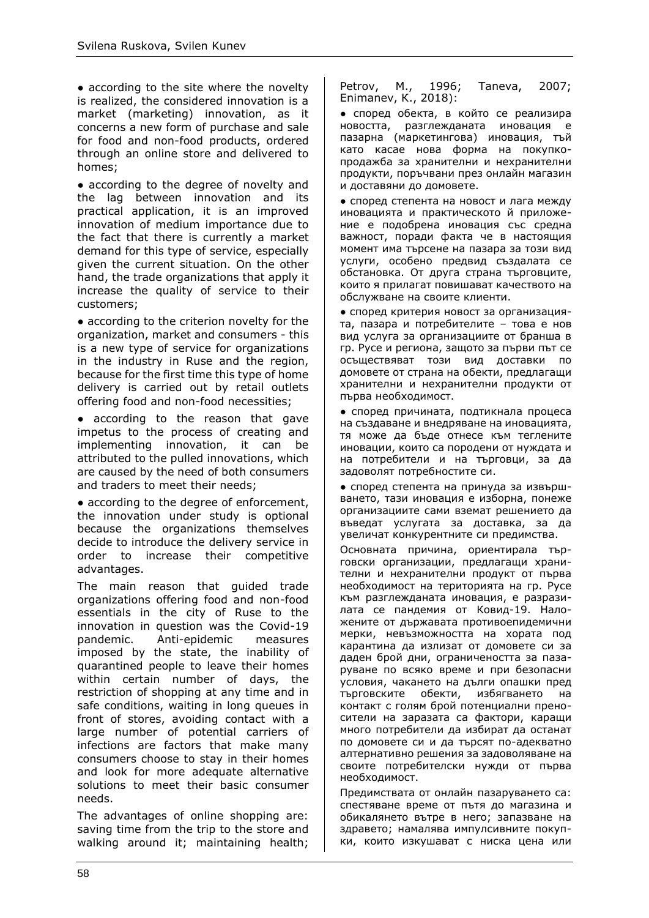• according to the site where the novelty is realized, the considered innovation is a market (marketing) innovation, as it concerns a new form of purchase and sale for food and non-food products, ordered through an online store and delivered to homes;

• according to the degree of novelty and the lag between innovation and its practical application, it is an improved innovation of medium importance due to the fact that there is currently a market demand for this type of service, especially given the current situation. On the other hand, the trade organizations that apply it increase the quality of service to their customers;

• according to the criterion novelty for the organization, market and consumers - this is a new type of service for organizations in the industry in Ruse and the region, because for the first time this type of home delivery is carried out by retail outlets offering food and non-food necessities;

• according to the reason that gave impetus to the process of creating and implementing innovation, it can be attributed to the pulled innovations, which are caused by the need of both consumers and traders to meet their needs;

• according to the degree of enforcement, the innovation under study is optional because the organizations themselves decide to introduce the delivery service in order to increase their competitive advantages.

The main reason that guided trade organizations offering food and non-food essentials in the city of Ruse to the innovation in question was the Covid-19 pandemic. Anti-epidemic measures imposed by the state, the inability of quarantined people to leave their homes within certain number of days, the restriction of shopping at any time and in safe conditions, waiting in long queues in front of stores, avoiding contact with a large number of potential carriers of infections are factors that make many consumers choose to stay in their homes and look for more adequate alternative solutions to meet their basic consumer needs.

The advantages of online shopping are: saving time from the trip to the store and walking around it; maintaining health;

Petrov, M., 1996; Taneva, 2007; Enimanev, K., 2018):

• според обекта, в който се реализира новостта, разглежданата иновация е пазарна (маркетингова) иновация, тъй като касае нова форма на покупко-продажба за хранителни и нехранителни продукти, поръчвани през онлайн магазин и доставяни до домовете.

• според степента на новост и лага между иновацията и практическото ѝ приложение е подобрена иновация със средна важност, поради факта че в настоящия момент има търсене на пазара за този вид услуги, особено предвид създалата се обстановка. От друга страна търговците, които я прилагат повишават качеството на обслужване на своите клиенти.

• според критерия новост за организацията, пазара и потребителите – това е нов вид услуга за организациите от бранша в гр. Русе и региона, защото за първи път се осъществяват този вид доставки по домовете от страна на обекти, предлагащи хранителни и нехранителни продукти от първа необходимост.

• според причината, подтикнала процеса на създаване и внедряване на иновацията, тя може да бъде отнесе към теглените иновации, които са породени от нуждата и на потребители и на търговци, за да задоволят потребностите си.

• според степента на принуда за извършването, тази иновация е изборна, понеже организациите сами вземат решението да въведат услугата за доставка, за да увеличат конкурентните си предимства.

Основната причина, ориентирала търговски организации, предлагащи хранителни и нехранителни продукт от първа необходимост на територията на гр. Русе към разглежданата иновация, е разразилата се пандемия от Ковид-19. Наложените от държавата противоепидемични мерки, невъзможността на хората под карантина да излизат от домовете си за даден брой дни, ограничеността за пазаруване по всяко време и при безопасни условия, чакането на дълги опашки пред търговските обекти, избягването на контакт с голям брой потенциални преносители на заразата са фактори, каращи много потребители да избират да останат по домовете си и да търсят по-адекватно алтернативно решения за задоволяване на своите потребителски нужди от първа необходимост.

Предимствата от онлайн пазаруването са: спестяване време от пътя до магазина и обикалянето вътре в него; запазване на здравето; намалява импулсивните покупки, които изкушават с ниска цена или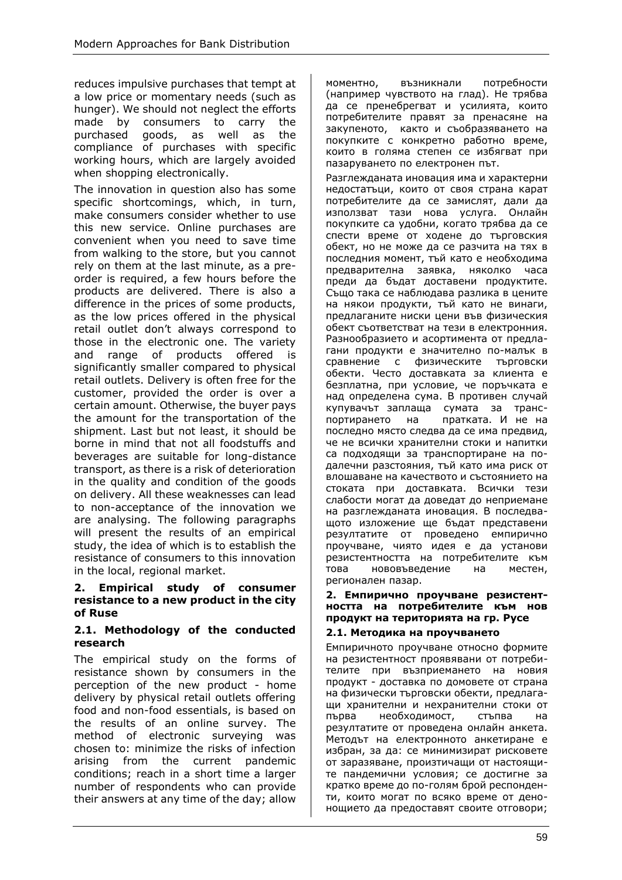reduces impulsive purchases that tempt at a low price or momentary needs (such as hunger). We should not neglect the efforts made by consumers to carry the purchased goods, as well as the compliance of purchases with specific working hours, which are largely avoided when shopping electronically.

The innovation in question also has some specific shortcomings, which, in turn, make consumers consider whether to use this new service. Online purchases are convenient when you need to save time from walking to the store, but you cannot rely on them at the last minute, as a pre-order is required, a few hours before the products are delivered. There is also a difference in the prices of some products, as the low prices offered in the physical retail outlet don't always correspond to those in the electronic one. The variety and range of products offered is significantly smaller compared to physical retail outlets. Delivery is often free for the customer, provided the order is over a certain amount. Otherwise, the buyer pays the amount for the transportation of the shipment. Last but not least, it should be borne in mind that not all foodstuffs and beverages are suitable for long-distance transport, as there is a risk of deterioration in the quality and condition of the goods on delivery. All these weaknesses can lead to non-acceptance of the innovation we are analysing. The following paragraphs will present the results of an empirical study, the idea of which is to establish the resistance of consumers to this innovation in the local, regional market.

## 2. Empirical study of consumer resistance to a new product in the city of Ruse

### 2.1. Methodology of the conducted research

The empirical study on the forms of resistance shown by consumers in the perception of the new product - home delivery by physical retail outlets offering food and non-food essentials, is based on the results of an online survey. The method of electronic surveying was chosen to: minimize the risks of infection arising from the current pandemic conditions; reach in a short time a larger number of respondents who can provide their answers at any time of the day; allow

моментно, възникнали потребности (например чувството на глад). Не трябва да се пренебрегват и усилията, които потребителите правят за пренасяне на закупеното, както и съобразяването на покупките с конкретно работно време, които в голяма степен се избягват при пазаруването по електронен път.

Разглежданата иновация има и характерни недостатъци, които от своя страна карат потребителите да се замислят, дали да използват тази нова услуга. Онлайн покупките са удобни, когато трябва да се спести време от ходене до търговския обект, но не може да се разчита на тях в последния момент, тъй като е необходима предварителна заявка, няколко часа преди да бъдат доставени продуктите. Също така се наблюдава разлика в цените на някои продукти, тъй като не винаги, предлаганите ниски цени във физическия обект съответстват на тези в електронния. Разнообразието и асортимента от предлагани продукти е значително по-малък в сравнение с физическите търговски обекти. Често доставката за клиента е безплатна, при условие, че поръчката е над определена сума. В противен случай купувачът заплаща сумата за транспортирането на пратката. И не на последно място следва да се има предвид, че не всички хранителни стоки и напитки са подходящи за транспортиране на подалечни разстояния, тъй като има риск от влошаване на качеството и състоянието на стоката при доставката. Всички тези слабости могат да доведат до неприемане на разглежданата иновация. В последващото изложение ще бъдат представени резултатите от проведено емпирично проучване, чиято идея е да установи резистентността на потребителите към това нововъведение на местен, регионален пазар.

## 2. Емпирично проучване резистентността на потребителите към нов продукт на територията на гр. Русе

### 2.1. Методика на проучването

Емпиричното проучване относно формите на резистентност проявявани от потребителите при възприемането на новия продукт - доставка по домовете от страна на физически търговски обекти, предлагащи хранителни и нехранителни стоки от първа необходимост, стъпва на резултатите от проведена онлайн анкета. Методът на електронното анкетиране е избран, за да: се минимизират рисковете от заразяване, произтичащи от настоящите пандемични условия; се достигне за кратко време до по-голям брой респонденти, които могат по всяко време от денонощието да предоставят своите отговори;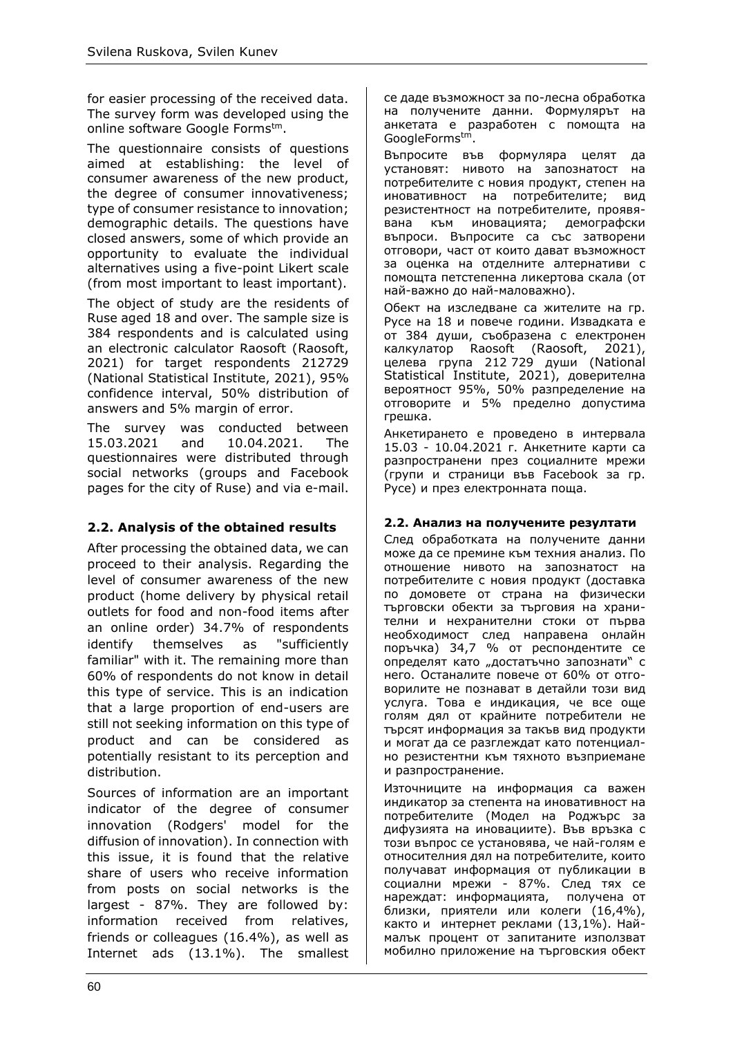for easier processing of the received data. The survey form was developed using the online software Google Forms[tm].

The questionnaire consists of questions aimed at establishing: the level of consumer awareness of the new product, the degree of consumer innovativeness; type of consumer resistance to innovation; demographic details. The questions have closed answers, some of which provide an opportunity to evaluate the individual alternatives using a five-point Likert scale (from most important to least important).

The object of study are the residents of Ruse aged 18 and over. The sample size is 384 respondents and is calculated using an electronic calculator Raosoft (Raosoft, 2021) for target respondents 212729 (National Statistical Institute, 2021), 95% confidence interval, 50% distribution of answers and 5% margin of error.

The survey was conducted between 15.03.2021 and 10.04.2021. The questionnaires were distributed through social networks (groups and Facebook pages for the city of Ruse) and via e-mail.

## 2.2. Analysis of the obtained results

After processing the obtained data, we can proceed to their analysis. Regarding the level of consumer awareness of the new product (home delivery by physical retail outlets for food and non-food items after an online order) 34.7% of respondents identify themselves as "sufficiently familiar" with it. The remaining more than 60% of respondents do not know in detail this type of service. This is an indication that a large proportion of end-users are still not seeking information on this type of product and can be considered as potentially resistant to its perception and distribution.

Sources of information are an important indicator of the degree of consumer innovation (Rodgers' model for the diffusion of innovation). In connection with this issue, it is found that the relative share of users who receive information from posts on social networks is the largest - 87%. They are followed by: information received from relatives, friends or colleagues (16.4%), as well as Internet ads (13.1%). The smallest

се даде възможност за по-лесна обработка на получените данни. Формулярът на анкетата е разработен с помощта на GoogleForms[tm].

Въпросите във формуляра целят да установят: нивото на запознатост на потребителите с новия продукт, степен на иновативност на потребителите; вид резистентност на потребителите, проявявана към иновацията; демографски въпроси. Въпросите са със затворени отговори, част от които дават възможност за оценка на отделните алтернативи с помощта петстепенна ликертова скала (от най-важно до най-маловажно).

Обект на изследване са жителите на гр. Русе на 18 и повече години. Извадката е от 384 души, съобразена с електронен калкулатор Raosoft (Raosoft, 2021), целева група 212 729 души (National Statistical Institute, 2021), доверителна вероятност 95%, 50% разпределение на отговорите и 5% пределно допустима грешка.

Анкетирането е проведено в интервала 15.03 - 10.04.2021 г. Анкетните карти са разпространени през социалните мрежи (групи и страници във Facebook за гр. Русе) и през електронната поща.

## 2.2. Анализ на получените резултати

След обработката на получените данни може да се премине към техния анализ. По отношение нивото на запознатост на потребителите с новия продукт (доставка по домовете от страна на физически търговски обекти за търговия на хранителни и нехранителни стоки от първа необходимост след направена онлайн поръчка) 34,7 % от респондентите се определят като „достатъчно запознати" с него. Останалите повече от 60% от отговорилите не познават в детайли този вид услуга. Това е индикация, че все още голям дял от крайните потребители не търсят информация за такъв вид продукти и могат да се разглеждат като потенциално резистентни към тяхното възприемане и разпространение.

Източниците на информация са важен индикатор за степента на иновативност на потребителите (Модел на Роджърс за дифузията на иновациите). Във връзка с този въпрос се установява, че най-голям е относителния дял на потребителите, които получават информация от публикации в социални мрежи - 87%. След тях се нареждат: информацията, получена от близки, приятели или колеги (16,4%), както и интернет реклами (13,1%). Най-малък процент от запитаните използват мобилно приложение на търговския обект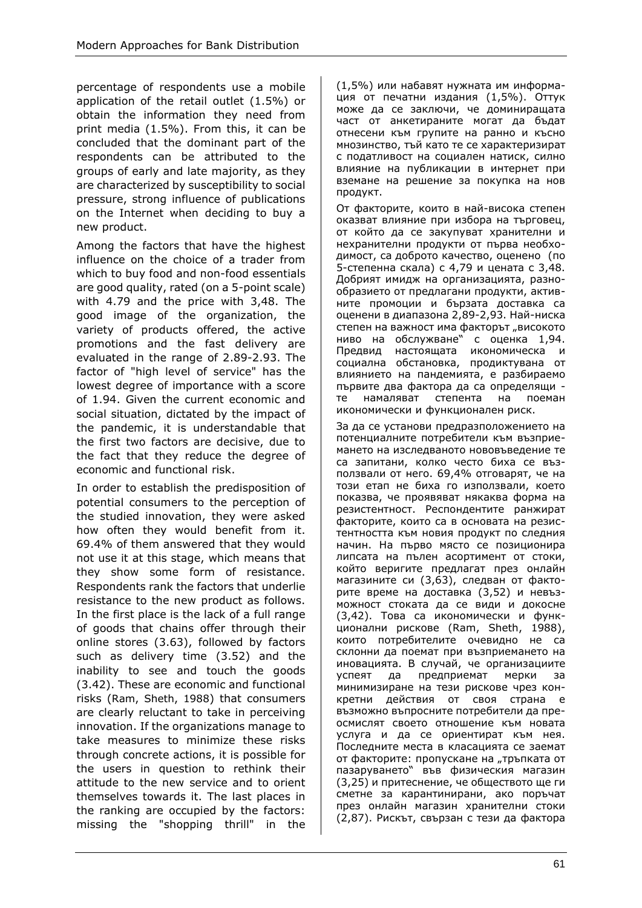percentage of respondents use a mobile application of the retail outlet (1.5%) or obtain the information they need from print media (1.5%). From this, it can be concluded that the dominant part of the respondents can be attributed to the groups of early and late majority, as they are characterized by susceptibility to social pressure, strong influence of publications on the Internet when deciding to buy a new product.

Among the factors that have the highest influence on the choice of a trader from which to buy food and non-food essentials are good quality, rated (on a 5-point scale) with 4.79 and the price with 3,48. The good image of the organization, the variety of products offered, the active promotions and the fast delivery are evaluated in the range of 2.89-2.93. The factor of "high level of service" has the lowest degree of importance with a score of 1.94. Given the current economic and social situation, dictated by the impact of the pandemic, it is understandable that the first two factors are decisive, due to the fact that they reduce the degree of economic and functional risk.

In order to establish the predisposition of potential consumers to the perception of the studied innovation, they were asked how often they would benefit from it. 69.4% of them answered that they would not use it at this stage, which means that they show some form of resistance. Respondents rank the factors that underlie resistance to the new product as follows. In the first place is the lack of a full range of goods that chains offer through their online stores (3.63), followed by factors such as delivery time (3.52) and the inability to see and touch the goods (3.42). These are economic and functional risks (Ram, Sheth, 1988) that consumers are clearly reluctant to take in perceiving innovation. If the organizations manage to take measures to minimize these risks through concrete actions, it is possible for the users in question to rethink their attitude to the new service and to orient themselves towards it. The last places in the ranking are occupied by the factors: missing the "shopping thrill" in the

(1,5%) или набавят нужната им информация от печатни издания (1,5%). Оттук може да се заключи, че доминиращата част от анкетираните могат да бъдат отнесени към групите на ранно и късно мнозинство, тъй като те се характеризират с податливост на социален натиск, силно влияние на публикации в интернет при вземане на решение за покупка на нов продукт.

От факторите, които в най-висока степен оказват влияние при избора на търговец, от който да се закупуват хранителни и нехранителни продукти от първа необходимост, са доброто качество, оценено (по 5-степенна скала) с 4,79 и цената с 3,48. Добрият имидж на организацията, разнообразието от предлагани продукти, активните промоции и бързата доставка са оценени в диапазона 2,89-2,93. Най-ниска степен на важност има факторът „високото ниво на обслужване" с оценка 1,94. Предвид настоящата икономическа и социална обстановка, продиктувана от влиянието на пандемията, е разбираемо първите два фактора да са определящи - те намаляват степента на поеман икономически и функционален риск.

За да се установи предразположението на потенциалните потребители към възприемането на изследваното нововъведение те са запитани, колко често биха се възползвали от него. 69,4% отговарят, че на този етап не биха го използвали, което показва, че проявяват някаква форма на резистентност. Респондентите ранжират факторите, които са в основата на резистентността към новия продукт по следния начин. На първо място се позиционира липсата на пълен асортимент от стоки, който веригите предлагат през онлайн магазините си (3,63), следван от факторите време на доставка (3,52) и невъзможност стоката да се види и докосне (3,42). Това са икономически и функционални рискове (Ram, Sheth, 1988), които потребителите очевидно не са склонни да поемат при възприемането на иновацията. В случай, че организациите успеят да предприемат мерки за минимизиране на тези рискове чрез конкретни действия от своя страна е възможно въпросните потребители да преосмислят своето отношение към новата услуга и да се ориентират към нея. Последните места в класацията се заемат от факторите: пропускане на „тръпката от пазаруването" във физическия магазин (3,25) и притеснение, че обществото ще ги сметне за карантинирани, ако поръчат през онлайн магазин хранителни стоки (2,87). Рискът, свързан с тези да фактора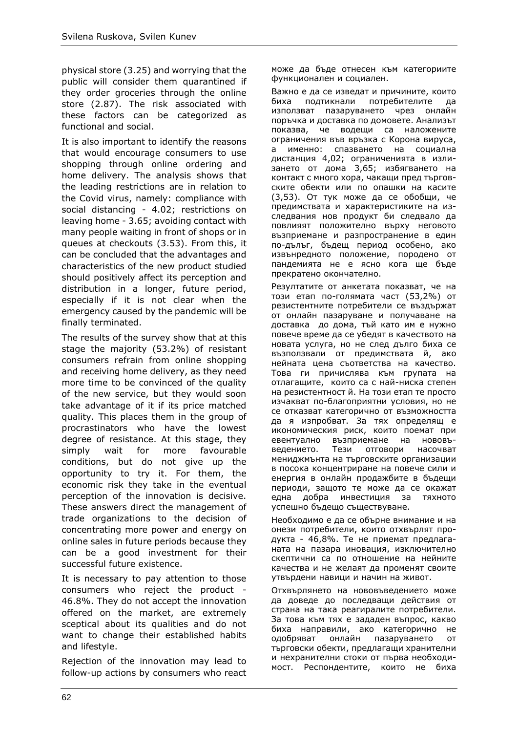physical store (3.25) and worrying that the public will consider them quarantined if they order groceries through the online store (2.87). The risk associated with these factors can be categorized as functional and social.

It is also important to identify the reasons that would encourage consumers to use shopping through online ordering and home delivery. The analysis shows that the leading restrictions are in relation to the Covid virus, namely: compliance with social distancing - 4.02; restrictions on leaving home - 3.65; avoiding contact with many people waiting in front of shops or in queues at checkouts (3.53). From this, it can be concluded that the advantages and characteristics of the new product studied should positively affect its perception and distribution in a longer, future period, especially if it is not clear when the emergency caused by the pandemic will be finally terminated.

The results of the survey show that at this stage the majority (53.2%) of resistant consumers refrain from online shopping and receiving home delivery, as they need more time to be convinced of the quality of the new service, but they would soon take advantage of it if its price matched quality. This places them in the group of procrastinators who have the lowest degree of resistance. At this stage, they simply wait for more favourable conditions, but do not give up the opportunity to try it. For them, the economic risk they take in the eventual perception of the innovation is decisive. These answers direct the management of trade organizations to the decision of concentrating more power and energy on online sales in future periods because they can be a good investment for their successful future existence.

It is necessary to pay attention to those consumers who reject the product - 46.8%. They do not accept the innovation offered on the market, are extremely sceptical about its qualities and do not want to change their established habits and lifestyle.

Rejection of the innovation may lead to follow-up actions by consumers who react

може да бъде отнесен към категориите функционален и социален.

Важно е да се изведат и причините, които биха подтикнали потребителите да използват пазаруването чрез онлайн поръчка и доставка по домовете. Анализът показва, че водещи са наложените ограничения във връзка с Корона вируса, а именно: спазването на социална дистанция 4,02; ограниченията в излизането от дома 3,65; избягването на контакт с много хора, чакащи пред търговските обекти или по опашки на касите (3,53). От тук може да се обобщи, че предимствата и характеристиките на изследвания нов продукт би следвало да повлияят положително върху неговото възприемане и разпространение в един по-дълъг, бъдещ период особено, ако извънредното положение, породено от пандемията не е ясно кога ще бъде прекратено окончателно.

Резултатите от анкетата показват, че на този етап по-голямата част (53,2%) от резистентните потребители се въздържат от онлайн пазаруване и получаване на доставка до дома, тъй като им е нужно повече време да се убедят в качеството на новата услуга, но не след дълго биха се възползвали от предимствата й, ако нейната цена съответства на качество. Това ги причислява към групата на отлагащите, които са с най-ниска степен на резистентност й. На този етап те просто изчакват по-благоприятни условия, но не се отказват категорично от възможността да я изпробват. За тях определящ е икономическия риск, които поемат при евентуално възприемане на нововъведението. Тези отговори насочват мениджмънта на търговските организации в посока концентриране на повече сили и енергия в онлайн продажбите в бъдещи периоди, защото те може да се окажат една добра инвестиция за тяхното успешно бъдещо съществуване.

Необходимо е да се обърне внимание и на онези потребители, които отхвърлят продукта - 46,8%. Те не приемат предлаганата на пазара иновация, изключително скептични са по отношение на нейните качества и не желаят да променят своите утвърдени навици и начин на живот.

Отхвърлянето на нововъведението може да доведе до последващи действия от страна на така реагиралите потребители. За това към тях е зададен въпрос, какво биха направили, ако категорично не одобряват онлайн пазаруването от търговски обекти, предлагащи хранителни и нехранителни стоки от първа необходимост. Респондентите, които не биха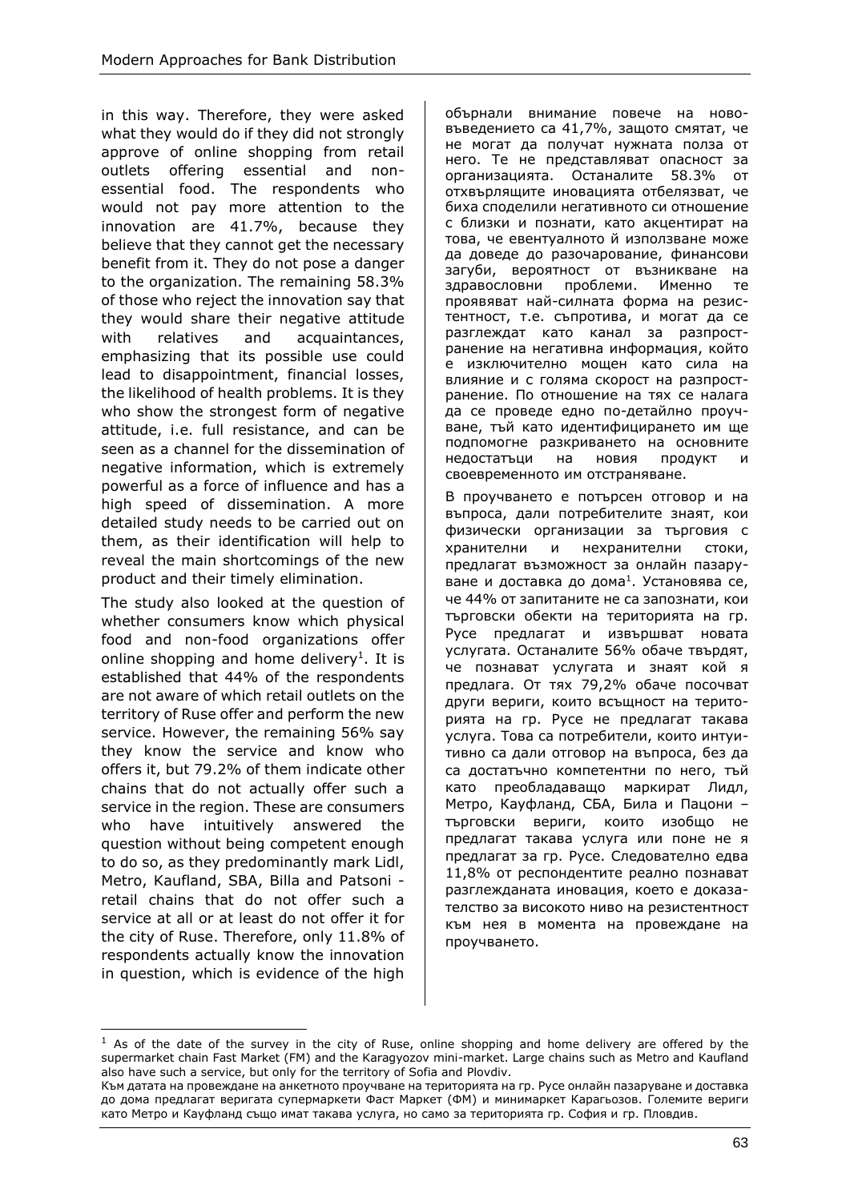in this way. Therefore, they were asked what they would do if they did not strongly approve of online shopping from retail outlets offering essential and non-essential food. The respondents who would not pay more attention to the innovation are 41.7%, because they believe that they cannot get the necessary benefit from it. They do not pose a danger to the organization. The remaining 58.3% of those who reject the innovation say that they would share their negative attitude with relatives and acquaintances, emphasizing that its possible use could lead to disappointment, financial losses, the likelihood of health problems. It is they who show the strongest form of negative attitude, i.e. full resistance, and can be seen as a channel for the dissemination of negative information, which is extremely powerful as a force of influence and has a high speed of dissemination. A more detailed study needs to be carried out on them, as their identification will help to reveal the main shortcomings of the new product and their timely elimination.

The study also looked at the question of whether consumers know which physical food and non-food organizations offer online shopping and home delivery[1]. It is established that 44% of the respondents are not aware of which retail outlets on the territory of Ruse offer and perform the new service. However, the remaining 56% say they know the service and know who offers it, but 79.2% of them indicate other chains that do not actually offer such a service in the region. These are consumers who have intuitively answered the question without being competent enough to do so, as they predominantly mark Lidl, Metro, Kaufland, SBA, Billa and Patsoni - retail chains that do not offer such a service at all or at least do not offer it for the city of Ruse. Therefore, only 11.8% of respondents actually know the innovation in question, which is evidence of the high

обърнали внимание повече на нововъведението са 41,7%, защото смятат, че не могат да получат нужната полза от него. Те не представляват опасност за организацията. Останалите 58.3% от отхвърлящите иновацията отбелязват, че биха споделили негативното си отношение с близки и познати, като акцентират на това, че евентуалното ѝ използване може да доведе до разочарование, финансови загуби, вероятност от възникване на здравословни проблеми. Именно те проявяват най-силната форма на резистентност, т.е. съпротива, и могат да се разглеждат като канал за разпространение на негативна информация, който е изключително мощен като сила на влияние и с голяма скорост на разпространение. По отношение на тях се налага да се проведе едно по-детайлно проучване, тъй като идентифицирането им ще подпомогне разкриването на основните недостатъци на новия продукт и своевременното им отстраняване.

В проучването е потърсен отговор и на въпроса, дали потребителите знаят, кои физически организации за търговия с хранителни и нехранителни стоки, предлагат възможност за онлайн пазаруване и доставка до дома[1]. Установява се, че 44% от запитаните не са запознати, кои търговски обекти на територията на гр. Русе предлагат и извършват новата услугата. Останалите 56% обаче твърдят, че познават услугата и знаят кой я предлага. От тях 79,2% обаче посочват други вериги, които всъщност на територията на гр. Русе не предлагат такава услуга. Това са потребители, които интуитивно са дали отговор на въпроса, без да са достатъчно компетентни по него, тъй като преобладаващо маркират Лидл, Метро, Кауфланд, СБА, Била и Пацони – търговски вериги, които изобщо не предлагат такава услуга или поне не я предлагат за гр. Русе. Следователно едва 11,8% от респондентите реално познават разглежданата иновация, което е доказателство за високото ниво на резистентност към нея в момента на провеждане на проучването.

[1] As of the date of the survey in the city of Ruse, online shopping and home delivery are offered by the supermarket chain Fast Market (FM) and the Karagyozov mini-market. Large chains such as Metro and Kaufland also have such a service, but only for the territory of Sofia and Plovdiv.
Към датата на провеждане на анкетното проучване на територията на гр. Русе онлайн пазаруване и доставка до дома предлагат веригата супермаркети Фаст Маркет (ФМ) и минимаркет Карагьозов. Големите вериги като Метро и Кауфланд също имат такава услуга, но само за територията гр. София и гр. Пловдив.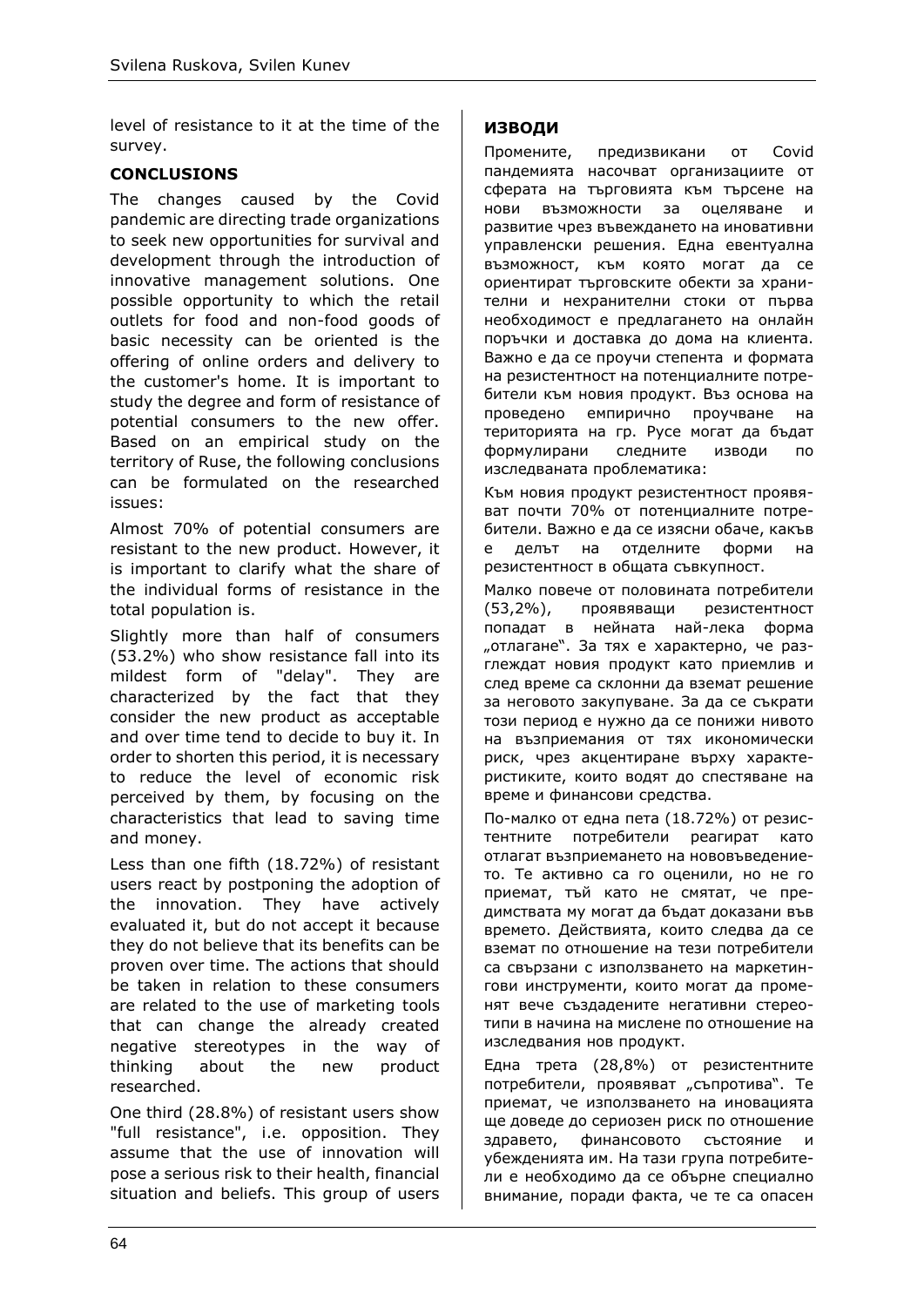level of resistance to it at the time of the survey.

## CONCLUSIONS

The changes caused by the Covid pandemic are directing trade organizations to seek new opportunities for survival and development through the introduction of innovative management solutions. One possible opportunity to which the retail outlets for food and non-food goods of basic necessity can be oriented is the offering of online orders and delivery to the customer's home. It is important to study the degree and form of resistance of potential consumers to the new offer. Based on an empirical study on the territory of Ruse, the following conclusions can be formulated on the researched issues:

Almost 70% of potential consumers are resistant to the new product. However, it is important to clarify what the share of the individual forms of resistance in the total population is.

Slightly more than half of consumers (53.2%) who show resistance fall into its mildest form of "delay". They are characterized by the fact that they consider the new product as acceptable and over time tend to decide to buy it. In order to shorten this period, it is necessary to reduce the level of economic risk perceived by them, by focusing on the characteristics that lead to saving time and money.

Less than one fifth (18.72%) of resistant users react by postponing the adoption of the innovation. They have actively evaluated it, but do not accept it because they do not believe that its benefits can be proven over time. The actions that should be taken in relation to these consumers are related to the use of marketing tools that can change the already created negative stereotypes in the way of thinking about the new product researched.

One third (28.8%) of resistant users show "full resistance", i.e. opposition. They assume that the use of innovation will pose a serious risk to their health, financial situation and beliefs. This group of users

## ИЗВОДИ

Промените, предизвикани от Covid пандемията насочват организациите от сферата на търговията към търсене на нови възможности за оцеляване и развитие чрез въвеждането на иновативни управленски решения. Една евентуална възможност, към която могат да се ориентират търговските обекти за хранителни и нехранителни стоки от първа необходимост е предлагането на онлайн поръчки и доставка до дома на клиента. Важно е да се проучи степента и формата на резистентност на потенциалните потребители към новия продукт. Въз основа на проведено емпирично проучване на територията на гр. Русе могат да бъдат формулирани следните изводи по изследваната проблематика:

Към новия продукт резистентност проявяват почти 70% от потенциалните потребители. Важно е да се изясни обаче, какъв е делът на отделните форми на резистентност в общата съвкупност.

Малко повече от половината потребители (53,2%), проявяващи резистентност попадат в нейната най-лека форма „отлагане". За тях е характерно, че разглеждат новия продукт като приемлив и след време са склонни да вземат решение за неговото закупуване. За да се съкрати този период е нужно да се понижи нивото на възприемания от тях икономически риск, чрез акцентиране върху характеристиките, които водят до спестяване на време и финансови средства.

По-малко от една пета (18.72%) от резистентните потребители реагират като отлагат възприемането на нововъведението. Те активно са го оценили, но не го приемат, тъй като не смятат, че предимствата му могат да бъдат доказани във времето. Действията, които следва да се вземат по отношение на тези потребители са свързани с използването на маркетингови инструменти, които могат да променят вече създадените негативни стереотипи в начина на мислене по отношение на изследвания нов продукт.

Една трета (28,8%) от резистентните потребители, проявяват „съпротива". Те приемат, че използването на иновацията ще доведе до сериозен риск по отношение здравето, финансовото състояние и убежденията им. На тази група потребители е необходимо да се обърне специално внимание, поради факта, че те са опасен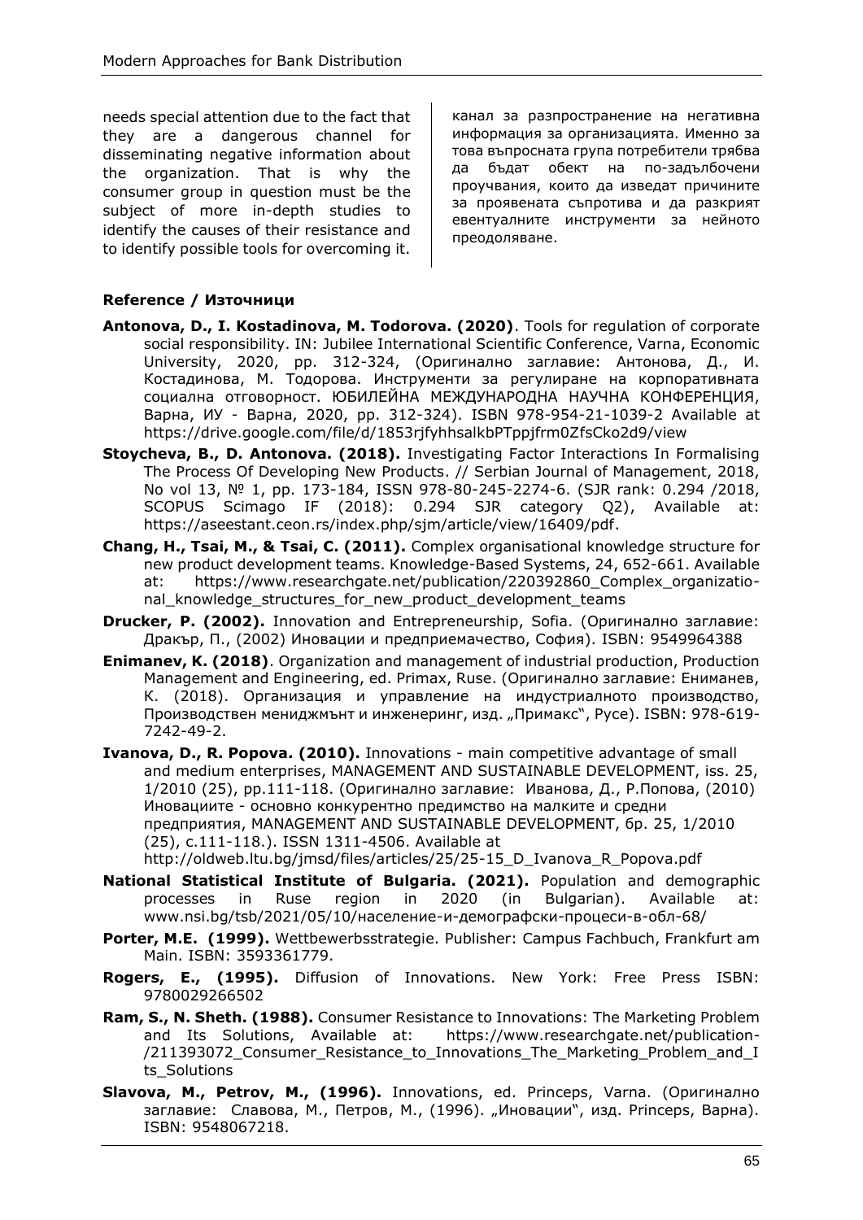needs special attention due to the fact that they are a dangerous channel for disseminating negative information about the organization. That is why the consumer group in question must be the subject of more in-depth studies to identify the causes of their resistance and to identify possible tools for overcoming it.

канал за разпространение на негативна информация за организацията. Именно за това въпросната група потребители трябва да бъдат обект на по-задълбочени проучвания, които да изведат причините за проявената съпротива и да разкрият евентуалните инструменти за нейното преодоляване.

**Reference / Източници**

**Antonova, D., I. Kostadinova, M. Todorova. (2020)**. Tools for regulation of corporate social responsibility. IN: Jubilee International Scientific Conference, Varna, Economic University, 2020, pp. 312-324, (Оригинално заглавие: Антонова, Д., И. Костадинова, М. Тодорова. Инструменти за регулиране на корпоративната социална отговорност. ЮБИЛЕЙНА МЕЖДУНАРОДНА НАУЧНА КОНФЕРЕНЦИЯ, Варна, ИУ - Варна, 2020, pp. 312-324). ISBN 978-954-21-1039-2 Available at https://drive.google.com/file/d/1853rjfyhhsalkbPTppjfrm0ZfsCko2d9/view

**Stoycheva, B., D. Antonova. (2018).** Investigating Factor Interactions In Formalising The Process Of Developing New Products. // Serbian Journal of Management, 2018, No vol 13, № 1, pp. 173-184, ISSN 978-80-245-2274-6. (SJR rank: 0.294 /2018, SCOPUS Scimago IF (2018): 0.294 SJR category Q2), Available at: https://aseestant.ceon.rs/index.php/sjm/article/view/16409/pdf.

**Chang, H., Tsai, M., & Tsai, C. (2011).** Complex organisational knowledge structure for new product development teams. Knowledge-Based Systems, 24, 652-661. Available at: https://www.researchgate.net/publication/220392860_Complex_organizational_knowledge_structures_for_new_product_development_teams

**Drucker, P. (2002).** Innovation and Entrepreneurship, Sofia. (Оригинално заглавие: Дракър, П., (2002) Иновации и предприемачество, София). ISBN: 9549964388

**Enimanev, K. (2018)**. Organization and management of industrial production, Production Management and Engineering, ed. Primax, Ruse. (Оригинално заглавие: Ениманев, К. (2018). Организация и управление на индустриалното производство, Производствен мениджмънт и инженеринг, изд. „Примакс", Русе). ISBN: 978-619-7242-49-2.

**Ivanova, D., R. Popova. (2010).** Innovations - main competitive advantage of small and medium enterprises, MANAGEMENT AND SUSTAINABLE DEVELOPMENT, iss. 25, 1/2010 (25), pp.111-118. (Оригинално заглавие: Иванова, Д., Р.Попова, (2010) Иновациите - основно конкурентно предимство на малките и средни предприятия, MANAGEMENT AND SUSTAINABLE DEVELOPMENT, бр. 25, 1/2010 (25), с.111-118.). ISSN 1311-4506. Available at http://oldweb.ltu.bg/jmsd/files/articles/25/25-15_D_Ivanova_R_Popova.pdf

**National Statistical Institute of Bulgaria. (2021).** Population and demographic processes in Ruse region in 2020 (in Bulgarian). Available at: www.nsi.bg/tsb/2021/05/10/население-и-демографски-процеси-в-обл-68/

**Porter, M.E. (1999).** Wettbewerbsstrategie. Publisher: Campus Fachbuch, Frankfurt am Main. ISBN: 3593361779.

**Rogers, E., (1995).** Diffusion of Innovations. New York: Free Press ISBN: 9780029266502

**Ram, S., N. Sheth. (1988).** Consumer Resistance to Innovations: The Marketing Problem and Its Solutions, Available at: https://www.researchgate.net/publication-/211393072_Consumer_Resistance_to_Innovations_The_Marketing_Problem_and_Its_Solutions

**Slavova, M., Petrov, M., (1996).** Innovations, ed. Princeps, Varna. (Оригинално заглавие: Славова, М., Петров, М., (1996). „Иновации", изд. Princeps, Варна). ISBN: 9548067218.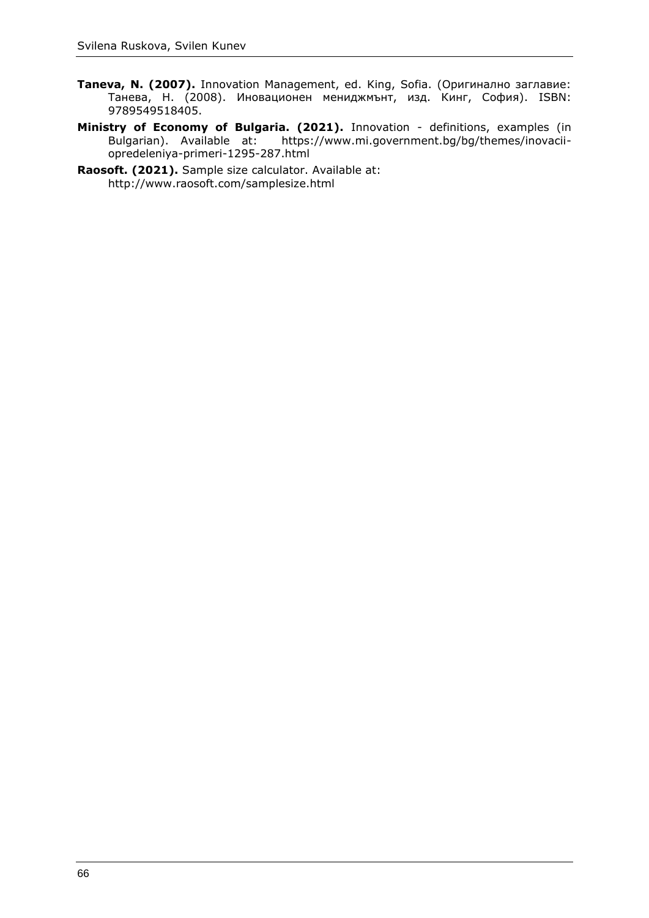**Taneva, N. (2007).** Innovation Management, ed. King, Sofia. (Оригинално заглавие: Танева, Н. (2008). Иновационен мениджмънт, изд. Кинг, София). ISBN: 9789549518405.

**Ministry of Economy of Bulgaria. (2021).** Innovation - definitions, examples (in Bulgarian). Available at: https://www.mi.government.bg/bg/themes/inovacii-opredeleniya-primeri-1295-287.html

**Raosoft. (2021).** Sample size calculator. Available at: http://www.raosoft.com/samplesize.html